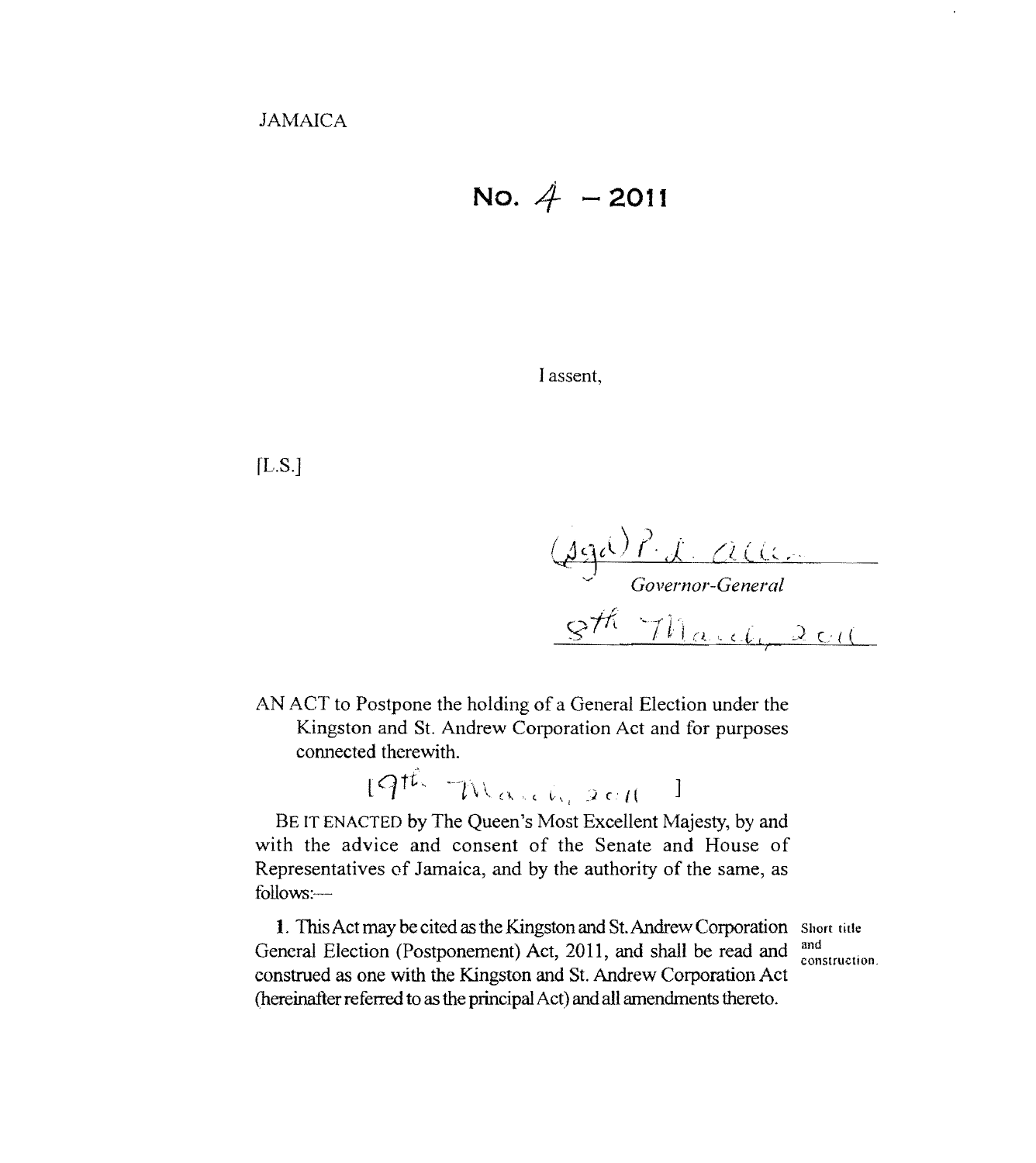JAMAICA

# No. 4 – 2011

I assent,

[L.S.]

(Sgd) P. L. Allen
*Governor-General*
8th March, 2011

AN ACT to Postpone the holding of a General Election under the Kingston and St. Andrew Corporation Act and for purposes connected therewith.

[19th March, 2011 ]

BE IT ENACTED by The Queen's Most Excellent Majesty, by and with the advice and consent of the Senate and House of Representatives of Jamaica, and by the authority of the same, as follows:—

**Short title and construction.**

**1.** This Act may be cited as the Kingston and St. Andrew Corporation General Election (Postponement) Act, 2011, and shall be read and construed as one with the Kingston and St. Andrew Corporation Act (hereinafter referred to as the principal Act) and all amendments thereto.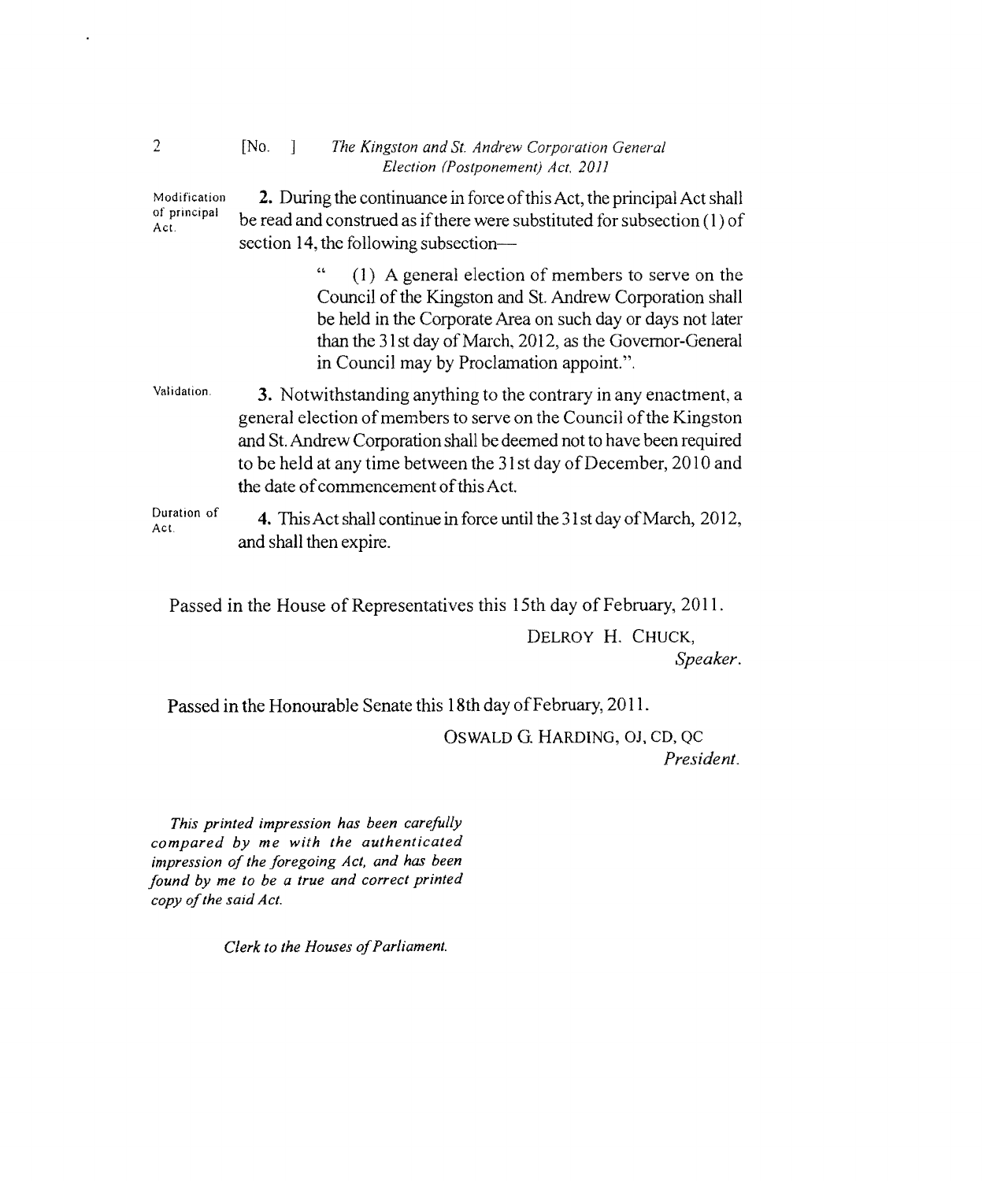Modification of principal Act.

**2.** During the continuance in force of this Act, the principal Act shall be read and construed as if there were substituted for subsection (1) of section 14, the following subsection—

> " (1) A general election of members to serve on the Council of the Kingston and St. Andrew Corporation shall be held in the Corporate Area on such day or days not later than the 31st day of March, 2012, as the Governor-General in Council may by Proclamation appoint.".

Validation.

**3.** Notwithstanding anything to the contrary in any enactment, a general election of members to serve on the Council of the Kingston and St. Andrew Corporation shall be deemed not to have been required to be held at any time between the 31st day of December, 2010 and the date of commencement of this Act.

Duration of Act.

**4.** This Act shall continue in force until the 31st day of March, 2012, and shall then expire.

Passed in the House of Representatives this 15th day of February, 2011.

DELROY H. CHUCK,
*Speaker.*

Passed in the Honourable Senate this 18th day of February, 2011.

OSWALD G. HARDING, OJ, CD, QC
*President.*

*This printed impression has been carefully compared by me with the authenticated impression of the foregoing Act, and has been found by me to be a true and correct printed copy of the said Act.*

*Clerk to the Houses of Parliament.*